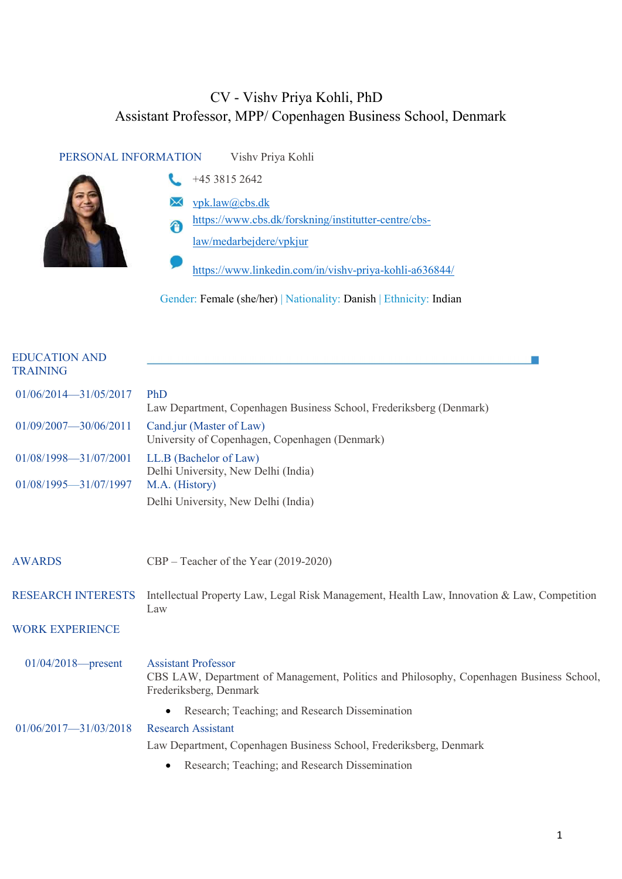# CV - Vishv Priya Kohli, PhD

## Assistant Professor, MPP/ Copenhagen Business School, Denmark

**PERSONAL INFORMATION** Vishv Priya Kohli

- +45 3815 2642
- vpk.law@cbs.dk
- https://www.cbs.dk/forskning/institutter-centre/cbs-law/medarbejdere/vpkjur
- https://www.linkedin.com/in/vishv-priya-kohli-a636844/

Gender: Female (she/her) | Nationality: Danish | Ethnicity: Indian

## EDUCATION AND TRAINING

**01/06/2014—31/05/2017** PhD
Law Department, Copenhagen Business School, Frederiksberg (Denmark)

**01/09/2007—30/06/2011** Cand.jur (Master of Law)
University of Copenhagen, Copenhagen (Denmark)

**01/08/1998—31/07/2001** LL.B (Bachelor of Law)
Delhi University, New Delhi (India)

**01/08/1995—31/07/1997** M.A. (History)
Delhi University, New Delhi (India)

## AWARDS

CBP – Teacher of the Year (2019-2020)

## RESEARCH INTERESTS

Intellectual Property Law, Legal Risk Management, Health Law, Innovation & Law, Competition Law

## WORK EXPERIENCE

**01/04/2018—present** Assistant Professor
CBS LAW, Department of Management, Politics and Philosophy, Copenhagen Business School, Frederiksberg, Denmark

- Research; Teaching; and Research Dissemination

**01/06/2017—31/03/2018** Research Assistant
Law Department, Copenhagen Business School, Frederiksberg, Denmark

- Research; Teaching; and Research Dissemination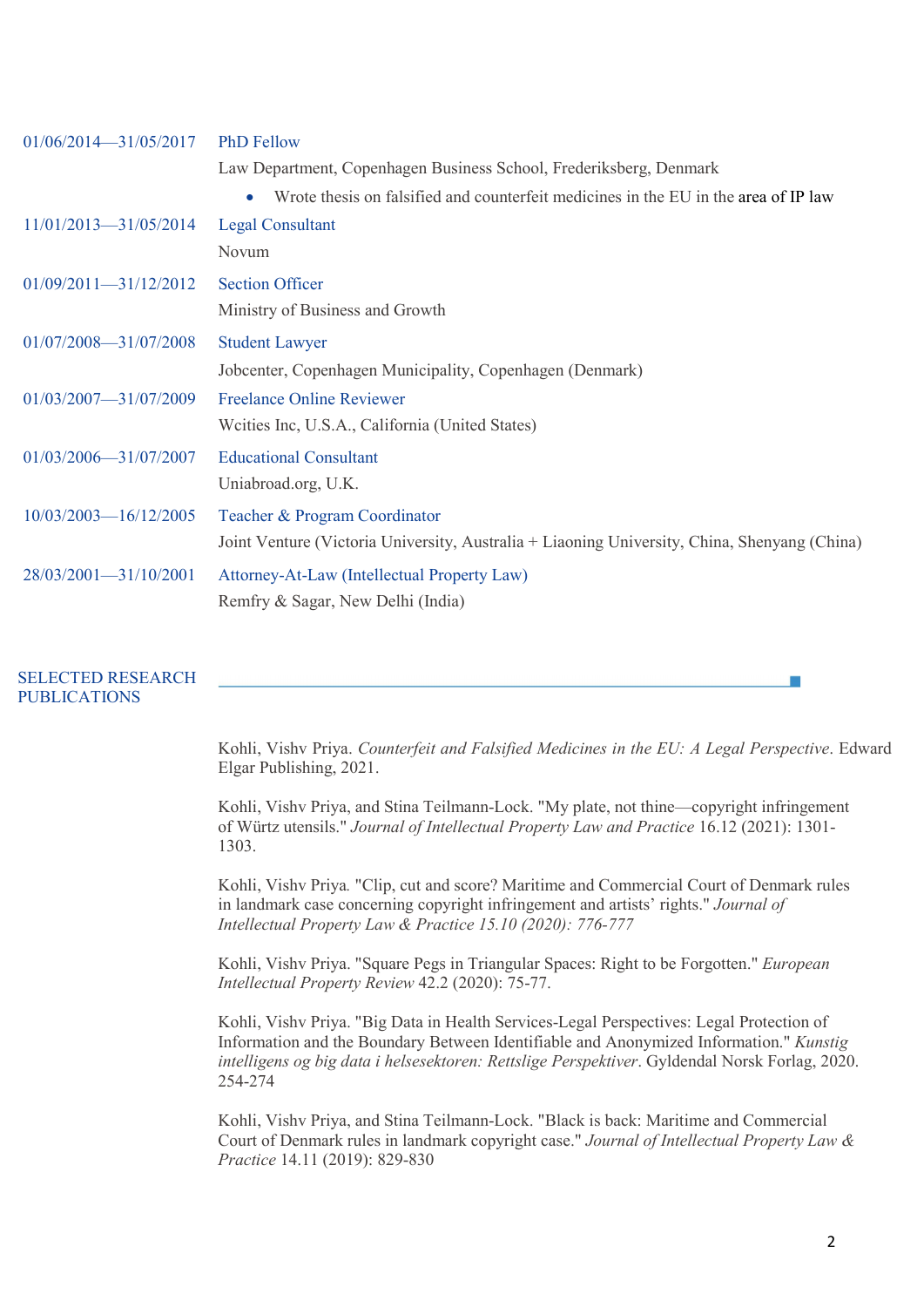01/06/2014—31/05/2017 **PhD Fellow**

Law Department, Copenhagen Business School, Frederiksberg, Denmark

- Wrote thesis on falsified and counterfeit medicines in the EU in the area of IP law

11/01/2013—31/05/2014 **Legal Consultant**

Novum

01/09/2011—31/12/2012 **Section Officer**

Ministry of Business and Growth

01/07/2008—31/07/2008 **Student Lawyer**

Jobcenter, Copenhagen Municipality, Copenhagen (Denmark)

01/03/2007—31/07/2009 **Freelance Online Reviewer**

Wcities Inc, U.S.A., California (United States)

01/03/2006—31/07/2007 **Educational Consultant**

Uniabroad.org, U.K.

10/03/2003—16/12/2005 **Teacher & Program Coordinator**

Joint Venture (Victoria University, Australia + Liaoning University, China, Shenyang (China)

28/03/2001—31/10/2001 **Attorney-At-Law (Intellectual Property Law)**

Remfry & Sagar, New Delhi (India)

## SELECTED RESEARCH PUBLICATIONS

Kohli, Vishv Priya. *Counterfeit and Falsified Medicines in the EU: A Legal Perspective*. Edward Elgar Publishing, 2021.

Kohli, Vishv Priya, and Stina Teilmann-Lock. "My plate, not thine—copyright infringement of Würtz utensils." *Journal of Intellectual Property Law and Practice* 16.12 (2021): 1301-1303.

Kohli, Vishv Priya. "Clip, cut and score? Maritime and Commercial Court of Denmark rules in landmark case concerning copyright infringement and artists' rights." *Journal of Intellectual Property Law & Practice 15.10 (2020): 776-777*

Kohli, Vishv Priya. "Square Pegs in Triangular Spaces: Right to be Forgotten." *European Intellectual Property Review* 42.2 (2020): 75-77.

Kohli, Vishv Priya. "Big Data in Health Services-Legal Perspectives: Legal Protection of Information and the Boundary Between Identifiable and Anonymized Information." *Kunstig intelligens og big data i helsesektoren: Rettslige Perspektiver*. Gyldendal Norsk Forlag, 2020. 254-274

Kohli, Vishv Priya, and Stina Teilmann-Lock. "Black is back: Maritime and Commercial Court of Denmark rules in landmark copyright case." *Journal of Intellectual Property Law & Practice* 14.11 (2019): 829-830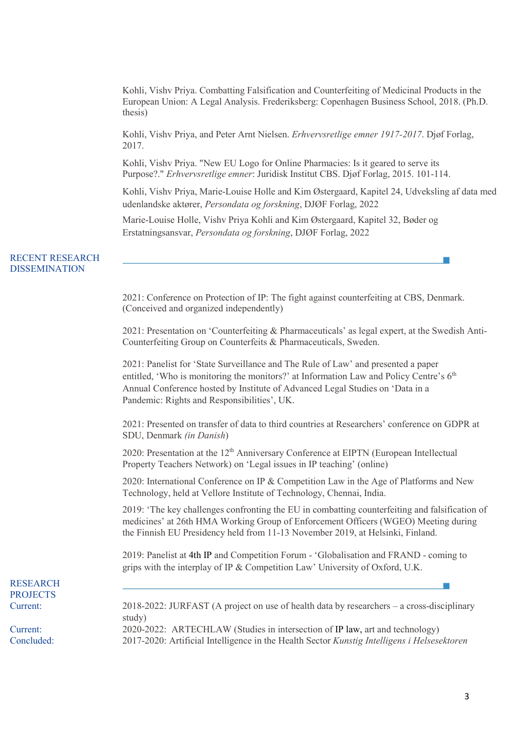Kohli, Vishv Priya. Combatting Falsification and Counterfeiting of Medicinal Products in the European Union: A Legal Analysis. Frederiksberg: Copenhagen Business School, 2018. (Ph.D. thesis)

Kohli, Vishv Priya, and Peter Arnt Nielsen. *Erhvervsretlige emner 1917-2017*. Djøf Forlag, 2017.

Kohli, Vishv Priya. "New EU Logo for Online Pharmacies: Is it geared to serve its Purpose?." *Erhvervsretlige emner*: Juridisk Institut CBS. Djøf Forlag, 2015. 101-114.

Kohli, Vishv Priya, Marie-Louise Holle and Kim Østergaard, Kapitel 24, Udveksling af data med udenlandske aktører, *Persondata og forskning*, DJØF Forlag, 2022

Marie-Louise Holle, Vishv Priya Kohli and Kim Østergaard, Kapitel 32, Bøder og Erstatningsansvar, *Persondata og forskning*, DJØF Forlag, 2022

## RECENT RESEARCH DISSEMINATION

2021: Conference on Protection of IP: The fight against counterfeiting at CBS, Denmark. (Conceived and organized independently)

2021: Presentation on 'Counterfeiting & Pharmaceuticals' as legal expert, at the Swedish Anti-Counterfeiting Group on Counterfeits & Pharmaceuticals, Sweden.

2021: Panelist for 'State Surveillance and The Rule of Law' and presented a paper entitled, 'Who is monitoring the monitors?' at Information Law and Policy Centre's 6th Annual Conference hosted by Institute of Advanced Legal Studies on 'Data in a Pandemic: Rights and Responsibilities', UK.

2021: Presented on transfer of data to third countries at Researchers' conference on GDPR at SDU, Denmark *(in Danish)*

2020: Presentation at the 12th Anniversary Conference at EIPTN (European Intellectual Property Teachers Network) on 'Legal issues in IP teaching' (online)

2020: International Conference on IP & Competition Law in the Age of Platforms and New Technology, held at Vellore Institute of Technology, Chennai, India.

2019: 'The key challenges confronting the EU in combatting counterfeiting and falsification of medicines' at 26th HMA Working Group of Enforcement Officers (WGEO) Meeting during the Finnish EU Presidency held from 11-13 November 2019, at Helsinki, Finland.

2019: Panelist at 4th IP and Competition Forum - 'Globalisation and FRAND - coming to grips with the interplay of IP & Competition Law' University of Oxford, U.K.

## RESEARCH PROJECTS

Current: 2018-2022: JURFAST (A project on use of health data by researchers – a cross-disciplinary study)

Current: 2020-2022: ARTECHLAW (Studies in intersection of IP law, art and technology)

Concluded: 2017-2020: Artificial Intelligence in the Health Sector *Kunstig Intelligens i Helsesektoren*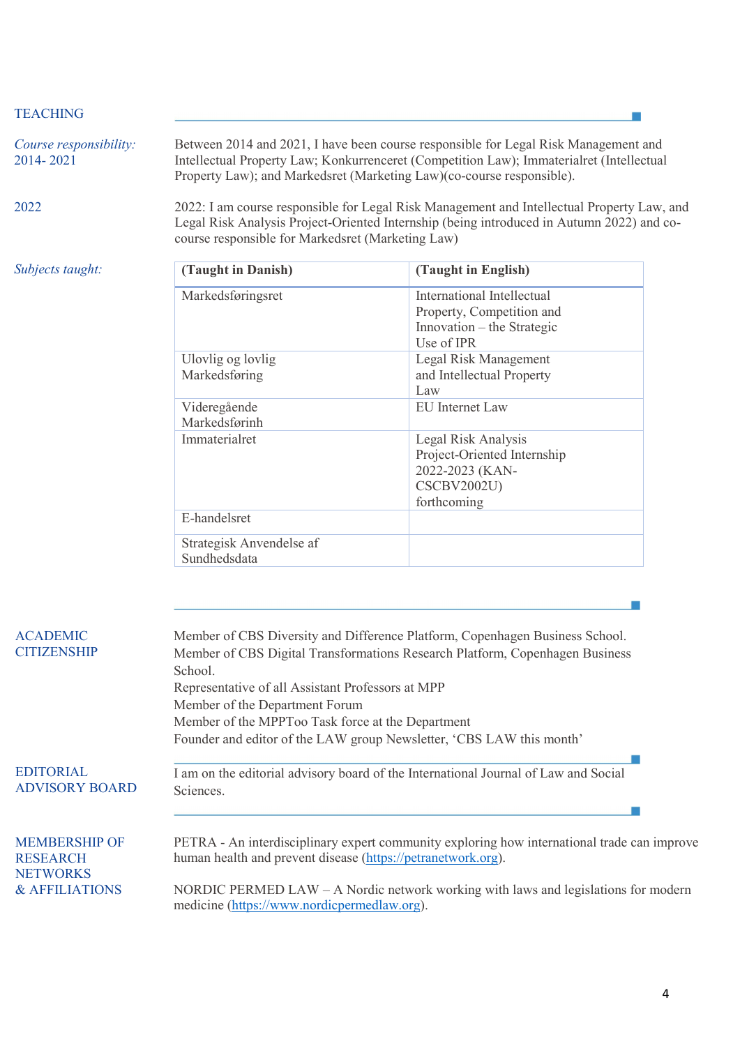## TEACHING

*Course responsibility:* 2014- 2021

Between 2014 and 2021, I have been course responsible for Legal Risk Management and Intellectual Property Law; Konkurrenceret (Competition Law); Immaterialret (Intellectual Property Law); and Markedsret (Marketing Law)(co-course responsible).

2022

2022: I am course responsible for Legal Risk Management and Intellectual Property Law, and Legal Risk Analysis Project-Oriented Internship (being introduced in Autumn 2022) and co-course responsible for Markedsret (Marketing Law)

*Subjects taught:*

| (Taught in Danish) | (Taught in English) |
|---|---|
| Markedsføringsret | International Intellectual Property, Competition and Innovation – the Strategic Use of IPR |
| Ulovlig og lovlig Markedsføring | Legal Risk Management and Intellectual Property Law |
| Videregående Markedsførinh | EU Internet Law |
| Immaterialret | Legal Risk Analysis Project-Oriented Internship 2022-2023 (KAN-CSCBV2002U) forthcoming |
| E-handelsret | |
| Strategisk Anvendelse af Sundhedsdata | |

## ACADEMIC CITIZENSHIP

Member of CBS Diversity and Difference Platform, Copenhagen Business School.
Member of CBS Digital Transformations Research Platform, Copenhagen Business School.
Representative of all Assistant Professors at MPP
Member of the Department Forum
Member of the MPPToo Task force at the Department
Founder and editor of the LAW group Newsletter, 'CBS LAW this month'

## EDITORIAL ADVISORY BOARD

I am on the editorial advisory board of the International Journal of Law and Social Sciences.

## MEMBERSHIP OF RESEARCH NETWORKS & AFFILIATIONS

PETRA - An interdisciplinary expert community exploring how international trade can improve human health and prevent disease (https://petranetwork.org).

NORDIC PERMED LAW – A Nordic network working with laws and legislations for modern medicine (https://www.nordicpermedlaw.org).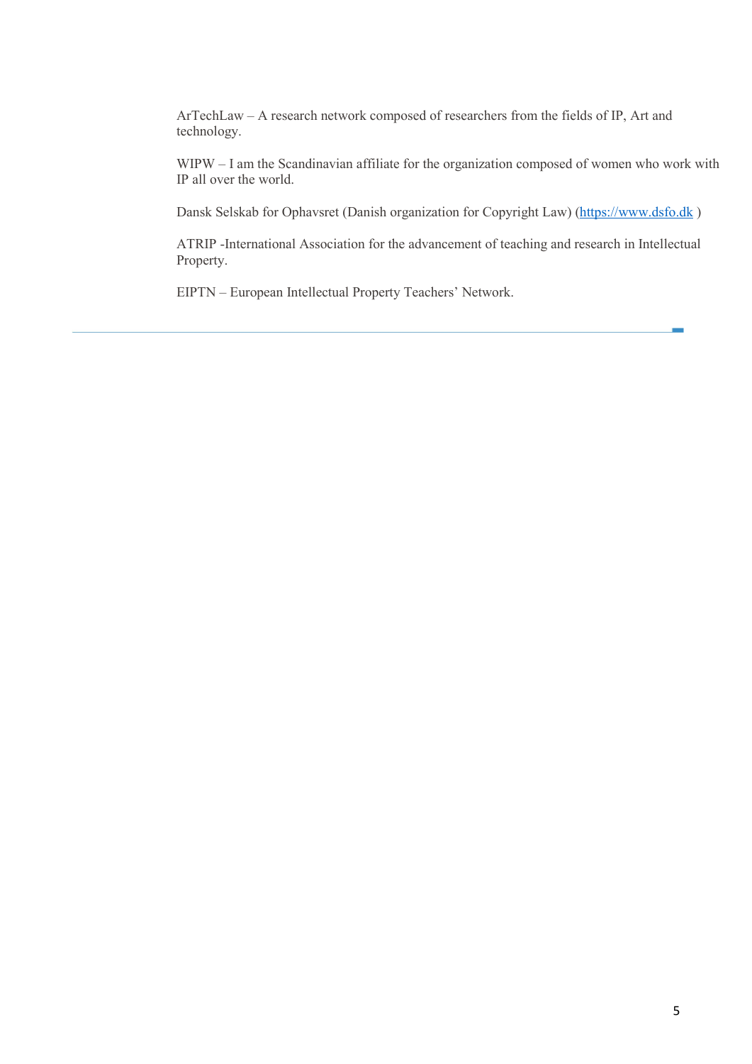ArTechLaw – A research network composed of researchers from the fields of IP, Art and technology.

WIPW – I am the Scandinavian affiliate for the organization composed of women who work with IP all over the world.

Dansk Selskab for Ophavsret (Danish organization for Copyright Law) (https://www.dsfo.dk )

ATRIP -International Association for the advancement of teaching and research in Intellectual Property.

EIPTN – European Intellectual Property Teachers' Network.